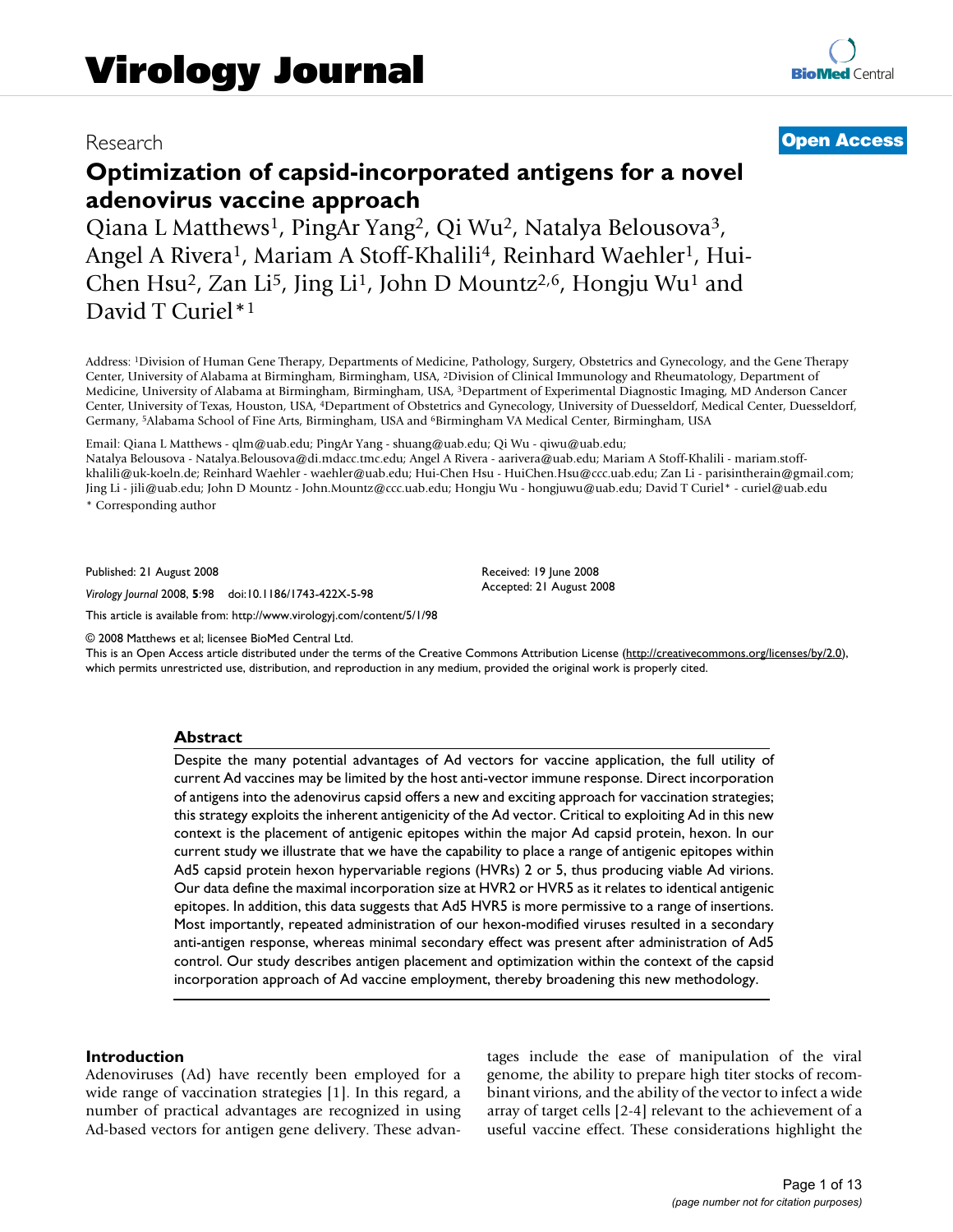# Virology Journal

Research

**Open Access**

# Optimization of capsid-incorporated antigens for a novel adenovirus vaccine approach

Qiana L Matthews[1], PingAr Yang[2], Qi Wu[2], Natalya Belousova[3], Angel A Rivera[1], Mariam A Stoff-Khalili[4], Reinhard Waehler[1], Hui-Chen Hsu[2], Zan Li[5], Jing Li[1], John D Mountz[2,6], Hongju Wu[1] and David T Curiel*[1]

Address: [1]Division of Human Gene Therapy, Departments of Medicine, Pathology, Surgery, Obstetrics and Gynecology, and the Gene Therapy Center, University of Alabama at Birmingham, Birmingham, USA, [2]Division of Clinical Immunology and Rheumatology, Department of Medicine, University of Alabama at Birmingham, Birmingham, USA, [3]Department of Experimental Diagnostic Imaging, MD Anderson Cancer Center, University of Texas, Houston, USA, [4]Department of Obstetrics and Gynecology, University of Duesseldorf, Medical Center, Duesseldorf, Germany, [5]Alabama School of Fine Arts, Birmingham, USA and [6]Birmingham VA Medical Center, Birmingham, USA

Email: Qiana L Matthews - qlm@uab.edu; PingAr Yang - shuang@uab.edu; Qi Wu - qiwu@uab.edu; Natalya Belousova - Natalya.Belousova@di.mdacc.tmc.edu; Angel A Rivera - aarivera@uab.edu; Mariam A Stoff-Khalili - mariam.stoff-khalili@uk-koeln.de; Reinhard Waehler - waehler@uab.edu; Hui-Chen Hsu - HuiChen.Hsu@ccc.uab.edu; Zan Li - parisintherain@gmail.com; Jing Li - jili@uab.edu; John D Mountz - John.Mountz@ccc.uab.edu; Hongju Wu - hongjuwu@uab.edu; David T Curiel* - curiel@uab.edu

\* Corresponding author

Published: 21 August 2008

*Virology Journal* 2008, **5**:98 doi:10.1186/1743-422X-5-98

Received: 19 June 2008
Accepted: 21 August 2008

This article is available from: http://www.virologyj.com/content/5/1/98

© 2008 Matthews et al; licensee BioMed Central Ltd.
This is an Open Access article distributed under the terms of the Creative Commons Attribution License (http://creativecommons.org/licenses/by/2.0), which permits unrestricted use, distribution, and reproduction in any medium, provided the original work is properly cited.

## Abstract

Despite the many potential advantages of Ad vectors for vaccine application, the full utility of current Ad vaccines may be limited by the host anti-vector immune response. Direct incorporation of antigens into the adenovirus capsid offers a new and exciting approach for vaccination strategies; this strategy exploits the inherent antigenicity of the Ad vector. Critical to exploiting Ad in this new context is the placement of antigenic epitopes within the major Ad capsid protein, hexon. In our current study we illustrate that we have the capability to place a range of antigenic epitopes within Ad5 capsid protein hexon hypervariable regions (HVRs) 2 or 5, thus producing viable Ad virions. Our data define the maximal incorporation size at HVR2 or HVR5 as it relates to identical antigenic epitopes. In addition, this data suggests that Ad5 HVR5 is more permissive to a range of insertions. Most importantly, repeated administration of our hexon-modified viruses resulted in a secondary anti-antigen response, whereas minimal secondary effect was present after administration of Ad5 control. Our study describes antigen placement and optimization within the context of the capsid incorporation approach of Ad vaccine employment, thereby broadening this new methodology.

## Introduction

Adenoviruses (Ad) have recently been employed for a wide range of vaccination strategies [1]. In this regard, a number of practical advantages are recognized in using Ad-based vectors for antigen gene delivery. These advantages include the ease of manipulation of the viral genome, the ability to prepare high titer stocks of recombinant virions, and the ability of the vector to infect a wide array of target cells [2-4] relevant to the achievement of a useful vaccine effect. These considerations highlight the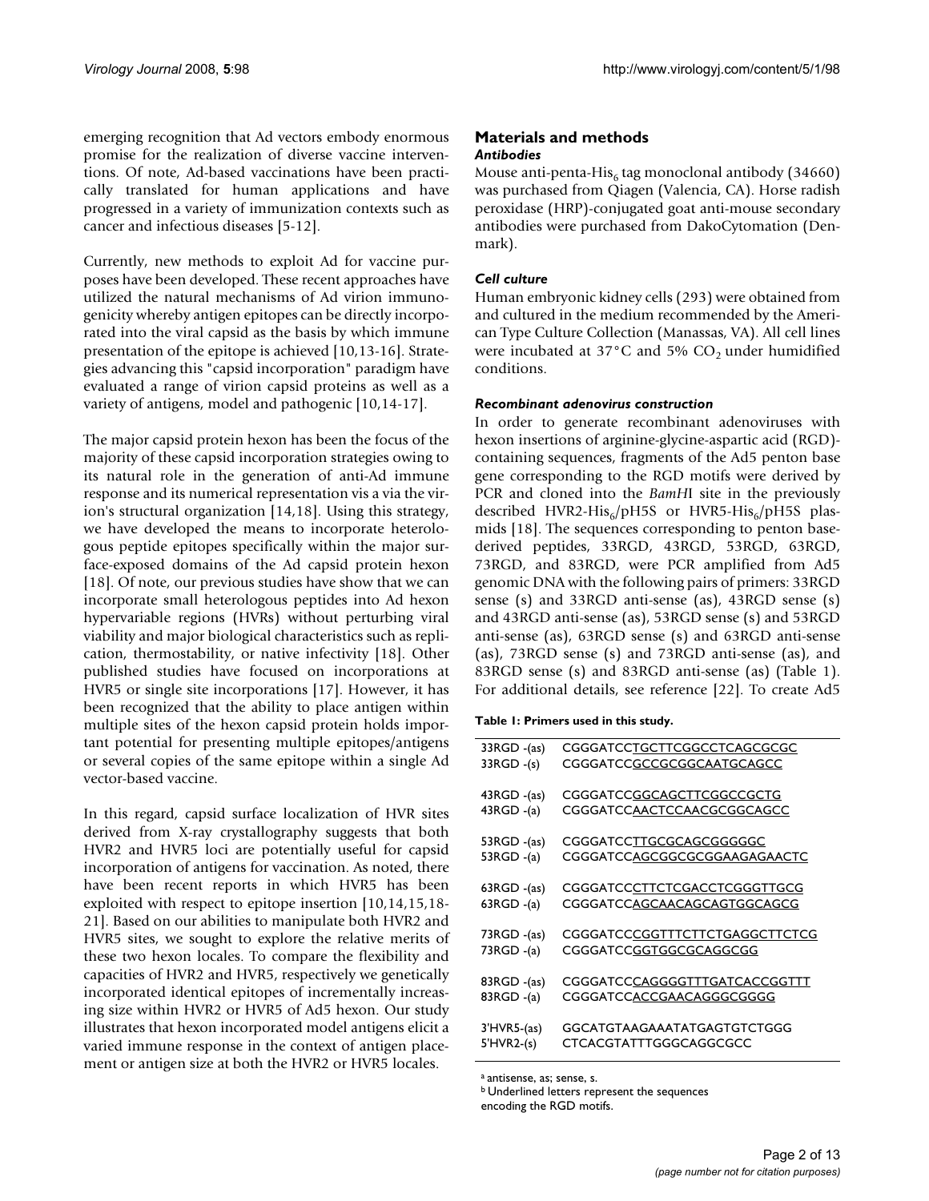emerging recognition that Ad vectors embody enormous promise for the realization of diverse vaccine interventions. Of note, Ad-based vaccinations have been practically translated for human applications and have progressed in a variety of immunization contexts such as cancer and infectious diseases [5-12].

Currently, new methods to exploit Ad for vaccine purposes have been developed. These recent approaches have utilized the natural mechanisms of Ad virion immunogenicity whereby antigen epitopes can be directly incorporated into the viral capsid as the basis by which immune presentation of the epitope is achieved [10,13-16]. Strategies advancing this "capsid incorporation" paradigm have evaluated a range of virion capsid proteins as well as a variety of antigens, model and pathogenic [10,14-17].

The major capsid protein hexon has been the focus of the majority of these capsid incorporation strategies owing to its natural role in the generation of anti-Ad immune response and its numerical representation vis a via the virion's structural organization [14,18]. Using this strategy, we have developed the means to incorporate heterologous peptide epitopes specifically within the major surface-exposed domains of the Ad capsid protein hexon [18]. Of note, our previous studies have show that we can incorporate small heterologous peptides into Ad hexon hypervariable regions (HVRs) without perturbing viral viability and major biological characteristics such as replication, thermostability, or native infectivity [18]. Other published studies have focused on incorporations at HVR5 or single site incorporations [17]. However, it has been recognized that the ability to place antigen within multiple sites of the hexon capsid protein holds important potential for presenting multiple epitopes/antigens or several copies of the same epitope within a single Ad vector-based vaccine.

In this regard, capsid surface localization of HVR sites derived from X-ray crystallography suggests that both HVR2 and HVR5 loci are potentially useful for capsid incorporation of antigens for vaccination. As noted, there have been recent reports in which HVR5 has been exploited with respect to epitope insertion [10,14,15,18-21]. Based on our abilities to manipulate both HVR2 and HVR5 sites, we sought to explore the relative merits of these two hexon locales. To compare the flexibility and capacities of HVR2 and HVR5, respectively we genetically incorporated identical epitopes of incrementally increasing size within HVR2 or HVR5 of Ad5 hexon. Our study illustrates that hexon incorporated model antigens elicit a varied immune response in the context of antigen placement or antigen size at both the HVR2 or HVR5 locales.

## Materials and methods

### *Antibodies*

Mouse anti-penta-$His_6$ tag monoclonal antibody (34660) was purchased from Qiagen (Valencia, CA). Horse radish peroxidase (HRP)-conjugated goat anti-mouse secondary antibodies were purchased from DakoCytomation (Denmark).

### *Cell culture*

Human embryonic kidney cells (293) were obtained from and cultured in the medium recommended by the American Type Culture Collection (Manassas, VA). All cell lines were incubated at 37°C and 5% $CO_2$ under humidified conditions.

### *Recombinant adenovirus construction*

In order to generate recombinant adenoviruses with hexon insertions of arginine-glycine-aspartic acid (RGD)-containing sequences, fragments of the Ad5 penton base gene corresponding to the RGD motifs were derived by PCR and cloned into the *Bam*HI site in the previously described HVR2-$His_6$/pH5S or HVR5-$His_6$/pH5S plasmids [18]. The sequences corresponding to penton base-derived peptides, 33RGD, 43RGD, 53RGD, 63RGD, 73RGD, and 83RGD, were PCR amplified from Ad5 genomic DNA with the following pairs of primers: 33RGD sense (s) and 33RGD anti-sense (as), 43RGD sense (s) and 43RGD anti-sense (as), 53RGD sense (s) and 53RGD anti-sense (as), 63RGD sense (s) and 63RGD anti-sense (as), 73RGD sense (s) and 73RGD anti-sense (as), and 83RGD sense (s) and 83RGD anti-sense (as) (Table 1). For additional details, see reference [22]. To create Ad5

**Table 1: Primers used in this study.**

| | |
|---|---|
| 33RGD -(as) | CGGGATCC<u>TGCTTCGGCCTCAGCGCGC</u> |
| 33RGD -(s) | CGGGATCC<u>GCCGCGGCAATGCAGCC</u> |
| 43RGD -(as) | CGGGATCC<u>GGCAGCTTCGGCCGCTG</u> |
| 43RGD -(a) | CGGGATCC<u>AACTCCAACGCGGCAGCC</u> |
| 53RGD -(as) | CGGGATCC<u>TTGCGCAGCGGGGGC</u> |
| 53RGD -(a) | CGGGATCC<u>AGCGGCGCGGAAGAGAACTC</u> |
| 63RGD -(as) | CGGGATCC<u>CTTCTCGACCTCGGGTTGCG</u> |
| 63RGD -(a) | CGGGATCC<u>AGCAACAGCAGTGGCAGCG</u> |
| 73RGD -(as) | CGGGATCC<u>CGGTTTCTTCTGAGGCTTCTCG</u> |
| 73RGD -(a) | CGGGATCC<u>GGTGGCGCAGGCGG</u> |
| 83RGD -(as) | CGGGATCC<u>CAGGGGTTTGATCACCGGTTT</u> |
| 83RGD -(a) | CGGGATCC<u>ACCGAACAGGGCGGGG</u> |
| 3'HVR5-(as) | GGCATGTAAGAAATATGAGTGTCTGGG |
| 5'HVR2-(s) | CTCACGTATTTGGGCAGGCGCC |

[a] antisense, as; sense, s.
[b] Underlined letters represent the sequences encoding the RGD motifs.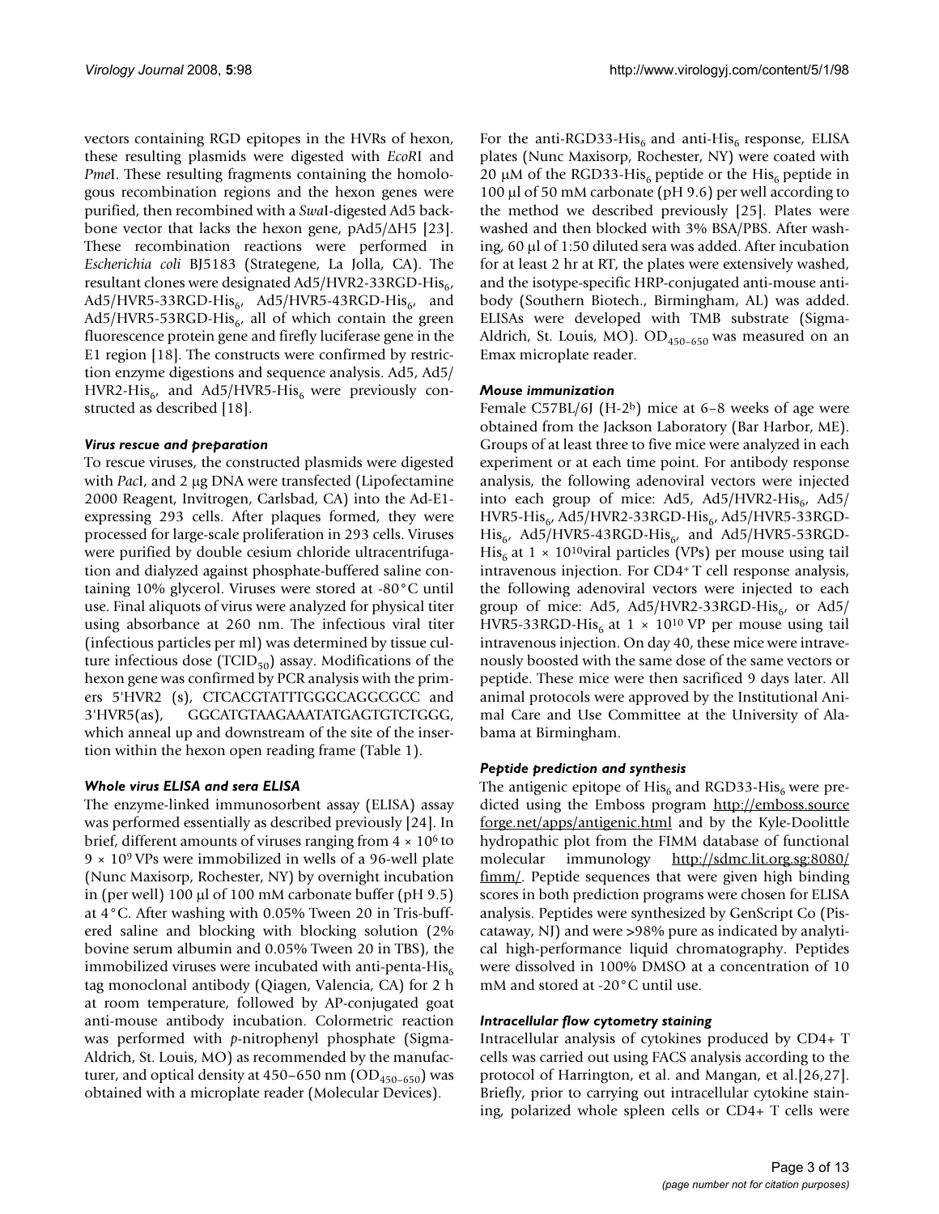vectors containing RGD epitopes in the HVRs of hexon, these resulting plasmids were digested with *EcoR*I and *Pme*I. These resulting fragments containing the homologous recombination regions and the hexon genes were purified, then recombined with a *Swa*I-digested Ad5 backbone vector that lacks the hexon gene, pAd5/ΔH5 [23]. These recombination reactions were performed in *Escherichia coli* BJ5183 (Strategene, La Jolla, CA). The resultant clones were designated Ad5/HVR2-33RGD-$His_6$, Ad5/HVR5-33RGD-$His_6$, Ad5/HVR5-43RGD-$His_6$, and Ad5/HVR5-53RGD-$His_6$, all of which contain the green fluorescence protein gene and firefly luciferase gene in the E1 region [18]. The constructs were confirmed by restriction enzyme digestions and sequence analysis. Ad5, Ad5/HVR2-$His_6$, and Ad5/HVR5-$His_6$ were previously constructed as described [18].

### *Virus rescue and preparation*

To rescue viruses, the constructed plasmids were digested with *Pac*I, and 2 μg DNA were transfected (Lipofectamine 2000 Reagent, Invitrogen, Carlsbad, CA) into the Ad-E1-expressing 293 cells. After plaques formed, they were processed for large-scale proliferation in 293 cells. Viruses were purified by double cesium chloride ultracentrifugation and dialyzed against phosphate-buffered saline containing 10% glycerol. Viruses were stored at -80°C until use. Final aliquots of virus were analyzed for physical titer using absorbance at 260 nm. The infectious viral titer (infectious particles per ml) was determined by tissue culture infectious dose ($TCID_{50}$) assay. Modifications of the hexon gene was confirmed by PCR analysis with the primers 5'HVR2 (s), CTCACGTATTTGGGCAGGCGCC and 3'HVR5(as), GGCATGTAAGAAATATGAGTGTCTGGG, which anneal up and downstream of the site of the insertion within the hexon open reading frame (Table 1).

### *Whole virus ELISA and sera ELISA*

The enzyme-linked immunosorbent assay (ELISA) assay was performed essentially as described previously [24]. In brief, different amounts of viruses ranging from $4 \times 10^6$ to $9 \times 10^9$ VPs were immobilized in wells of a 96-well plate (Nunc Maxisorp, Rochester, NY) by overnight incubation in (per well) 100 μl of 100 mM carbonate buffer (pH 9.5) at 4°C. After washing with 0.05% Tween 20 in Tris-buffered saline and blocking with blocking solution (2% bovine serum albumin and 0.05% Tween 20 in TBS), the immobilized viruses were incubated with anti-penta-$His_6$ tag monoclonal antibody (Qiagen, Valencia, CA) for 2 h at room temperature, followed by AP-conjugated goat anti-mouse antibody incubation. Colormetric reaction was performed with *p*-nitrophenyl phosphate (Sigma-Aldrich, St. Louis, MO) as recommended by the manufacturer, and optical density at 450–650 nm ($OD_{450-650}$) was obtained with a microplate reader (Molecular Devices).

For the anti-RGD33-$His_6$ and anti-$His_6$ response, ELISA plates (Nunc Maxisorp, Rochester, NY) were coated with 20 μM of the RGD33-$His_6$ peptide or the $His_6$ peptide in 100 μl of 50 mM carbonate (pH 9.6) per well according to the method we described previously [25]. Plates were washed and then blocked with 3% BSA/PBS. After washing, 60 μl of 1:50 diluted sera was added. After incubation for at least 2 hr at RT, the plates were extensively washed, and the isotype-specific HRP-conjugated anti-mouse antibody (Southern Biotech., Birmingham, AL) was added. ELISAs were developed with TMB substrate (Sigma-Aldrich, St. Louis, MO). $OD_{450-650}$ was measured on an Emax microplate reader.

### *Mouse immunization*

Female C57BL/6J (H-2[b]) mice at 6–8 weeks of age were obtained from the Jackson Laboratory (Bar Harbor, ME). Groups of at least three to five mice were analyzed in each experiment or at each time point. For antibody response analysis, the following adenoviral vectors were injected into each group of mice: Ad5, Ad5/HVR2-$His_6$, Ad5/HVR5-$His_6$, Ad5/HVR2-33RGD-$His_6$, Ad5/HVR5-33RGD-$His_6$, Ad5/HVR5-43RGD-$His_6$, and Ad5/HVR5-53RGD-$His_6$ at $1 \times 10^{10}$viral particles (VPs) per mouse using tail intravenous injection. For CD4+ T cell response analysis, the following adenoviral vectors were injected to each group of mice: Ad5, Ad5/HVR2-33RGD-$His_6$, or Ad5/HVR5-33RGD-$His_6$ at $1 \times 10^{10}$ VP per mouse using tail intravenous injection. On day 40, these mice were intravenously boosted with the same dose of the same vectors or peptide. These mice were then sacrificed 9 days later. All animal protocols were approved by the Institutional Animal Care and Use Committee at the University of Alabama at Birmingham.

### *Peptide prediction and synthesis*

The antigenic epitope of $His_6$ and RGD33-$His_6$ were predicted using the Emboss program http://emboss.sourceforge.net/apps/antigenic.html and by the Kyle-Doolittle hydropathic plot from the FIMM database of functional molecular immunology http://sdmc.lit.org.sg:8080/fimm/. Peptide sequences that were given high binding scores in both prediction programs were chosen for ELISA analysis. Peptides were synthesized by GenScript Co (Piscataway, NJ) and were >98% pure as indicated by analytical high-performance liquid chromatography. Peptides were dissolved in 100% DMSO at a concentration of 10 mM and stored at -20°C until use.

### *Intracellular flow cytometry staining*

Intracellular analysis of cytokines produced by CD4+ T cells was carried out using FACS analysis according to the protocol of Harrington, et al. and Mangan, et al.[26,27]. Briefly, prior to carrying out intracellular cytokine staining, polarized whole spleen cells or CD4+ T cells were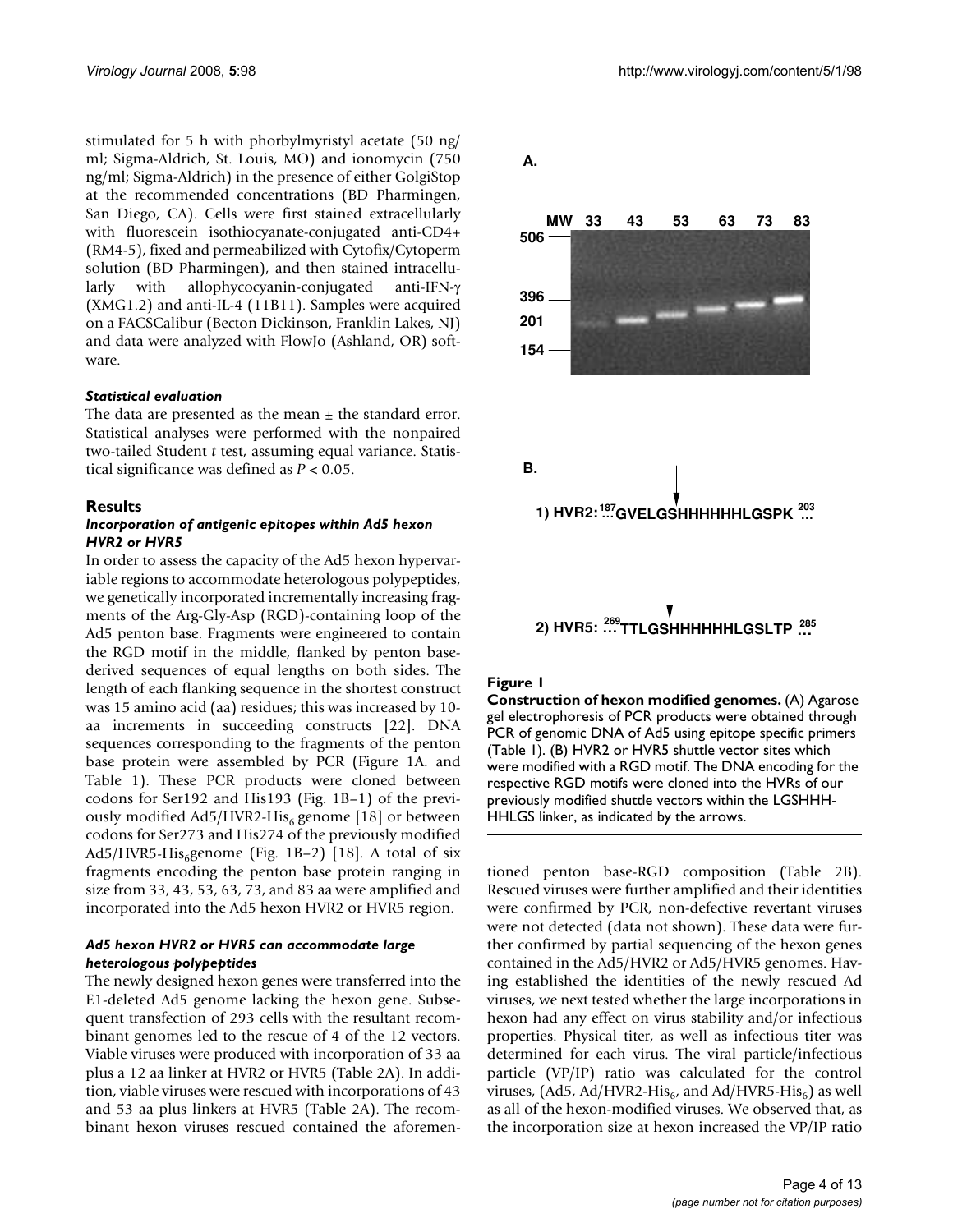stimulated for 5 h with phorbylmyristyl acetate (50 ng/ml; Sigma-Aldrich, St. Louis, MO) and ionomycin (750 ng/ml; Sigma-Aldrich) in the presence of either GolgiStop at the recommended concentrations (BD Pharmingen, San Diego, CA). Cells were first stained extracellularly with fluorescein isothiocyanate-conjugated anti-CD4+ (RM4-5), fixed and permeabilized with Cytofix/Cytoperm solution (BD Pharmingen), and then stained intracellularly with allophycocyanin-conjugated anti-IFN-γ (XMG1.2) and anti-IL-4 (11B11). Samples were acquired on a FACSCalibur (Becton Dickinson, Franklin Lakes, NJ) and data were analyzed with FlowJo (Ashland, OR) software.

#### *Statistical evaluation*

The data are presented as the mean ± the standard error. Statistical analyses were performed with the nonpaired two-tailed Student *t* test, assuming equal variance. Statistical significance was defined as $P < 0.05$.

## Results

#### *Incorporation of antigenic epitopes within Ad5 hexon HVR2 or HVR5*

In order to assess the capacity of the Ad5 hexon hypervariable regions to accommodate heterologous polypeptides, we genetically incorporated incrementally increasing fragments of the Arg-Gly-Asp (RGD)-containing loop of the Ad5 penton base. Fragments were engineered to contain the RGD motif in the middle, flanked by penton base-derived sequences of equal lengths on both sides. The length of each flanking sequence in the shortest construct was 15 amino acid (aa) residues; this was increased by 10-aa increments in succeeding constructs [22]. DNA sequences corresponding to the fragments of the penton base protein were assembled by PCR (Figure 1A. and Table 1). These PCR products were cloned between codons for Ser192 and His193 (Fig. 1B–1) of the previously modified Ad5/HVR2-$His_6$ genome [18] or between codons for Ser273 and His274 of the previously modified Ad5/HVR5-$His_6$genome (Fig. 1B–2) [18]. A total of six fragments encoding the penton base protein ranging in size from 33, 43, 53, 63, 73, and 83 aa were amplified and incorporated into the Ad5 hexon HVR2 or HVR5 region.

#### *Ad5 hexon HVR2 or HVR5 can accommodate large heterologous polypeptides*

The newly designed hexon genes were transferred into the E1-deleted Ad5 genome lacking the hexon gene. Subsequent transfection of 293 cells with the resultant recombinant genomes led to the rescue of 4 of the 12 vectors. Viable viruses were produced with incorporation of 33 aa plus a 12 aa linker at HVR2 or HVR5 (Table 2A). In addition, viable viruses were rescued with incorporations of 43 and 53 aa plus linkers at HVR5 (Table 2A). The recombinant hexon viruses rescued contained the aforementioned penton base-RGD composition (Table 2B). Rescued viruses were further amplified and their identities were confirmed by PCR, non-defective revertant viruses were not detected (data not shown). These data were further confirmed by partial sequencing of the hexon genes contained in the Ad5/HVR2 or Ad5/HVR5 genomes. Having established the identities of the newly rescued Ad viruses, we next tested whether the large incorporations in hexon had any effect on virus stability and/or infectious properties. Physical titer, as well as infectious titer was determined for each virus. The viral particle/infectious particle (VP/IP) ratio was calculated for the control viruses, (Ad5, Ad/HVR2-$His_6$, and Ad/HVR5-$His_6$) as well as all of the hexon-modified viruses. We observed that, as the incorporation size at hexon increased the VP/IP ratio

A.

MW 33 43 53 63 73 83

506 — 396 — 201 — 154 —

B.

1) HVR2: [187]...GVELGSHHHHHHLGSPK [203]...

2) HVR5: ...[269]TTLGSHHHHHHLGSLTP [285]...

**Figure 1**

**Construction of hexon modified genomes.** (A) Agarose gel electrophoresis of PCR products were obtained through PCR of genomic DNA of Ad5 using epitope specific primers (Table 1). (B) HVR2 or HVR5 shuttle vector sites which were modified with a RGD motif. The DNA encoding for the respective RGD motifs were cloned into the HVRs of our previously modified shuttle vectors within the LGSHHHHHLGS linker, as indicated by the arrows.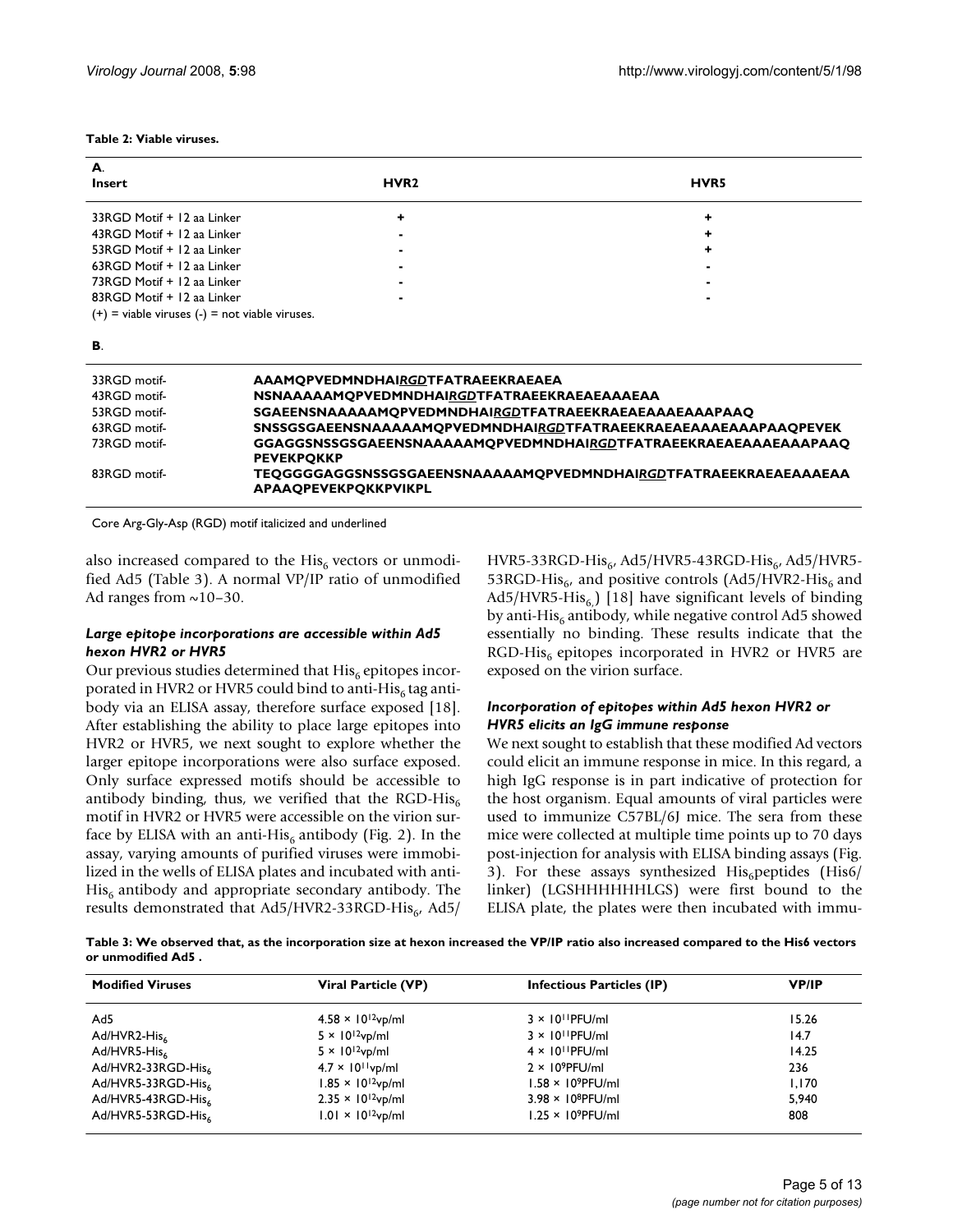**Table 2: Viable viruses.**

**A.**

| Insert | HVR2 | HVR5 |
|---|---|---|
| 33RGD Motif + 12 aa Linker | + | + |
| 43RGD Motif + 12 aa Linker | - | + |
| 53RGD Motif + 12 aa Linker | - | + |
| 63RGD Motif + 12 aa Linker | - | - |
| 73RGD Motif + 12 aa Linker | - | - |
| 83RGD Motif + 12 aa Linker | - | - |

(+) = viable viruses (-) = not viable viruses.

**B.**

| | |
|---|---|
| 33RGD motif- | **AAAMQPVEDMNDHAI*<u>RGD</u>*TFATRAEEKRAEAEA** |
| 43RGD motif- | **NSNAAAAAMQPVEDMNDHAI*<u>RGD</u>*TFATRAEEKRAEAEAAAEAA** |
| 53RGD motif- | **SGAEENSNAAAAAMQPVEDMNDHAI*<u>RGD</u>*TFATRAEEKRAEAEAAAEAAAPAAQ** |
| 63RGD motif- | **SNSSGSGAEENSNAAAAAMQPVEDMNDHAI*<u>RGD</u>*TFATRAEEKRAEAEAAAEAAAPAAQPEVEK** |
| 73RGD motif- | **GGAGGSNSSGSGAEENSNAAAAAMQPVEDMNDHAI*<u>RGD</u>*TFATRAEEKRAEAEAAAEAAAPAAQPEVEKPQKKP** |
| 83RGD motif- | **TEQGGGGAGGSNSSGSGAEENSNAAAAAMQPVEDMNDHAI*<u>RGD</u>*TFATRAEEKRAEAEAAAEAAAPAAQPEVEKPQKKPVIKPL** |

Core Arg-Gly-Asp (RGD) motif italicized and underlined

also increased compared to the $His_6$ vectors or unmodified Ad5 (Table 3). A normal VP/IP ratio of unmodified Ad ranges from ~10–30.

### *Large epitope incorporations are accessible within Ad5 hexon HVR2 or HVR5*

Our previous studies determined that $His_6$ epitopes incorporated in HVR2 or HVR5 could bind to anti-$His_6$ tag antibody via an ELISA assay, therefore surface exposed [18]. After establishing the ability to place large epitopes into HVR2 or HVR5, we next sought to explore whether the larger epitope incorporations were also surface exposed. Only surface expressed motifs should be accessible to antibody binding, thus, we verified that the RGD-$His_6$ motif in HVR2 or HVR5 were accessible on the virion surface by ELISA with an anti-$His_6$ antibody (Fig. 2). In the assay, varying amounts of purified viruses were immobilized in the wells of ELISA plates and incubated with anti-$His_6$ antibody and appropriate secondary antibody. The results demonstrated that Ad5/HVR2-33RGD-$His_6$, Ad5/HVR5-33RGD-$His_6$, Ad5/HVR5-43RGD-$His_6$, Ad5/HVR5-53RGD-$His_6$, and positive controls (Ad5/HVR2-$His_6$ and Ad5/HVR5-$His_6$) [18] have significant levels of binding by anti-$His_6$ antibody, while negative control Ad5 showed essentially no binding. These results indicate that the RGD-$His_6$ epitopes incorporated in HVR2 or HVR5 are exposed on the virion surface.

### *Incorporation of epitopes within Ad5 hexon HVR2 or HVR5 elicits an IgG immune response*

We next sought to establish that these modified Ad vectors could elicit an immune response in mice. In this regard, a high IgG response is in part indicative of protection for the host organism. Equal amounts of viral particles were used to immunize C57BL/6J mice. The sera from these mice were collected at multiple time points up to 70 days post-injection for analysis with ELISA binding assays (Fig. 3). For these assays synthesized $His_6$peptides (His6/linker) (LGSHHHHHHLGS) were first bound to the ELISA plate, the plates were then incubated with immu-

**Table 3: We observed that, as the incorporation size at hexon increased the VP/IP ratio also increased compared to the His6 vectors or unmodified Ad5 .**

| Modified Viruses | Viral Particle (VP) | Infectious Particles (IP) | VP/IP |
|---|---|---|---|
| Ad5 | $4.58 \times 10^{12}$vp/ml | $3 \times 10^{11}$PFU/ml | 15.26 |
| Ad/HVR2-$His_6$ | $5 \times 10^{12}$vp/ml | $3 \times 10^{11}$PFU/ml | 14.7 |
| Ad/HVR5-$His_6$ | $5 \times 10^{12}$vp/ml | $4 \times 10^{11}$PFU/ml | 14.25 |
| Ad/HVR2-33RGD-$His_6$ | $4.7 \times 10^{11}$vp/ml | $2 \times 10^{9}$PFU/ml | 236 |
| Ad/HVR5-33RGD-$His_6$ | $1.85 \times 10^{12}$vp/ml | $1.58 \times 10^{9}$PFU/ml | 1,170 |
| Ad/HVR5-43RGD-$His_6$ | $2.35 \times 10^{12}$vp/ml | $3.98 \times 10^{8}$PFU/ml | 5,940 |
| Ad/HVR5-53RGD-$His_6$ | $1.01 \times 10^{12}$vp/ml | $1.25 \times 10^{9}$PFU/ml | 808 |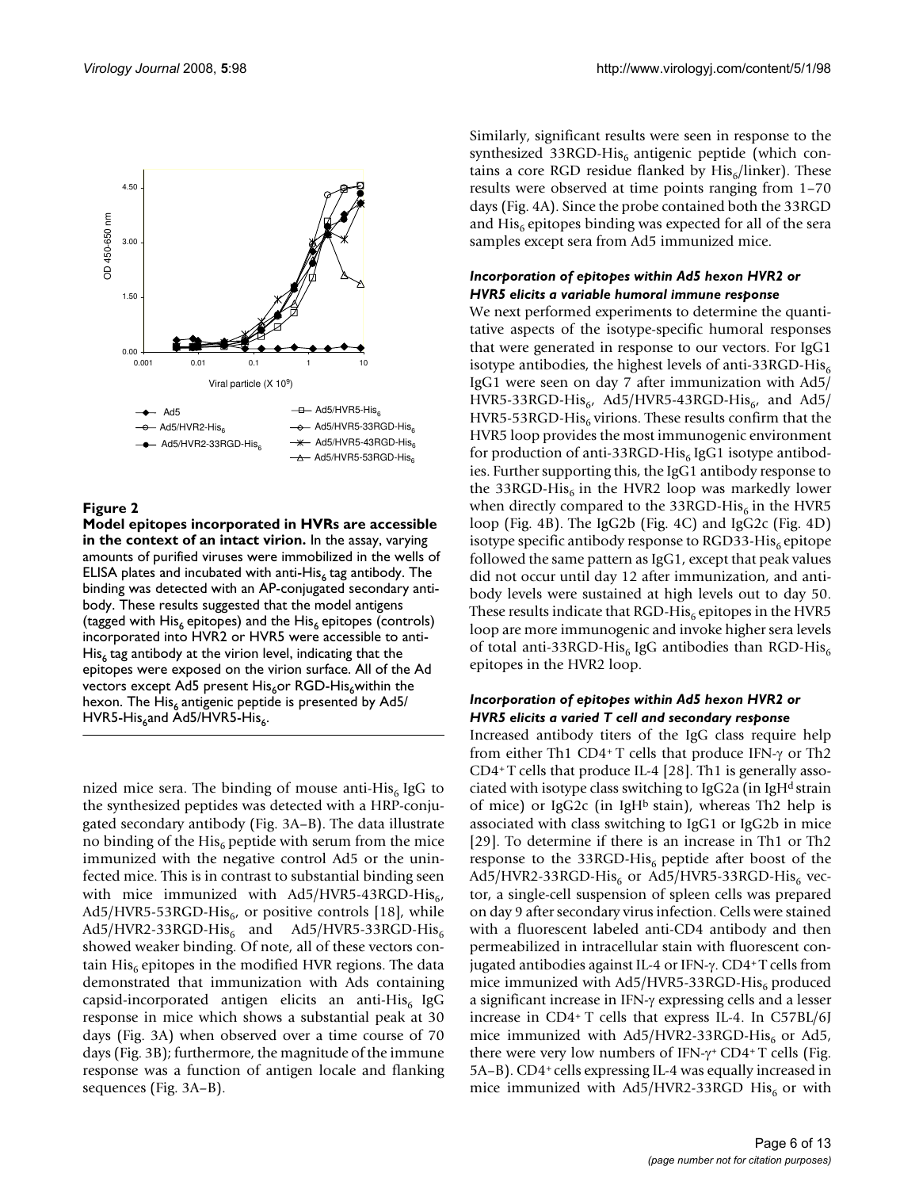**Figure 2**

**Model epitopes incorporated in HVRs are accessible in the context of an intact virion.** In the assay, varying amounts of purified viruses were immobilized in the wells of ELISA plates and incubated with anti-$His_6$ tag antibody. The binding was detected with an AP-conjugated secondary antibody. These results suggested that the model antigens (tagged with $His_6$ epitopes) and the $His_6$ epitopes (controls) incorporated into HVR2 or HVR5 were accessible to anti-$His_6$ tag antibody at the virion level, indicating that the epitopes were exposed on the virion surface. All of the Ad vectors except Ad5 present $His_6$or RGD-$His_6$within the hexon. The $His_6$ antigenic peptide is presented by Ad5/HVR5-$His_6$and Ad5/HVR5-$His_6$.

nized mice sera. The binding of mouse anti-$His_6$ IgG to the synthesized peptides was detected with a HRP-conjugated secondary antibody (Fig. 3A–B). The data illustrate no binding of the $His_6$ peptide with serum from the mice immunized with the negative control Ad5 or the uninfected mice. This is in contrast to substantial binding seen with mice immunized with Ad5/HVR5-43RGD-$His_6$, Ad5/HVR5-53RGD-$His_6$, or positive controls [18], while Ad5/HVR2-33RGD-$His_6$ and Ad5/HVR5-33RGD-$His_6$ showed weaker binding. Of note, all of these vectors contain $His_6$ epitopes in the modified HVR regions. The data demonstrated that immunization with Ads containing capsid-incorporated antigen elicits an anti-$His_6$ IgG response in mice which shows a substantial peak at 30 days (Fig. 3A) when observed over a time course of 70 days (Fig. 3B); furthermore, the magnitude of the immune response was a function of antigen locale and flanking sequences (Fig. 3A–B).

Similarly, significant results were seen in response to the synthesized 33RGD-$His_6$ antigenic peptide (which contains a core RGD residue flanked by $His_6$/linker). These results were observed at time points ranging from 1–70 days (Fig. 4A). Since the probe contained both the 33RGD and $His_6$ epitopes binding was expected for all of the sera samples except sera from Ad5 immunized mice.

### *Incorporation of epitopes within Ad5 hexon HVR2 or HVR5 elicits a variable humoral immune response*

We next performed experiments to determine the quantitative aspects of the isotype-specific humoral responses that were generated in response to our vectors. For IgG1 isotype antibodies, the highest levels of anti-33RGD-$His_6$ IgG1 were seen on day 7 after immunization with Ad5/HVR5-33RGD-$His_6$, Ad5/HVR5-43RGD-$His_6$, and Ad5/HVR5-53RGD-$His_6$ virions. These results confirm that the HVR5 loop provides the most immunogenic environment for production of anti-33RGD-$His_6$ IgG1 isotype antibodies. Further supporting this, the IgG1 antibody response to the 33RGD-$His_6$ in the HVR2 loop was markedly lower when directly compared to the 33RGD-$His_6$ in the HVR5 loop (Fig. 4B). The IgG2b (Fig. 4C) and IgG2c (Fig. 4D) isotype specific antibody response to RGD33-$His_6$ epitope followed the same pattern as IgG1, except that peak values did not occur until day 12 after immunization, and antibody levels were sustained at high levels out to day 50. These results indicate that RGD-$His_6$ epitopes in the HVR5 loop are more immunogenic and invoke higher sera levels of total anti-33RGD-$His_6$ IgG antibodies than RGD-$His_6$ epitopes in the HVR2 loop.

### *Incorporation of epitopes within Ad5 hexon HVR2 or HVR5 elicits a varied T cell and secondary response*

Increased antibody titers of the IgG class require help from either Th1 $CD4^+$ T cells that produce IFN-γ or Th2 $CD4^+$ T cells that produce IL-4 [28]. Th1 is generally associated with isotype class switching to IgG2a (in $IgH^d$ strain of mice) or IgG2c (in $IgH^b$ stain), whereas Th2 help is associated with class switching to IgG1 or IgG2b in mice [29]. To determine if there is an increase in Th1 or Th2 response to the 33RGD-$His_6$ peptide after boost of the Ad5/HVR2-33RGD-$His_6$ or Ad5/HVR5-33RGD-$His_6$ vector, a single-cell suspension of spleen cells was prepared on day 9 after secondary virus infection. Cells were stained with a fluorescent labeled anti-CD4 antibody and then permeabilized in intracellular stain with fluorescent conjugated antibodies against IL-4 or IFN-γ. $CD4^+$ T cells from mice immunized with Ad5/HVR5-33RGD-$His_6$ produced a significant increase in IFN-γ expressing cells and a lesser increase in $CD4^+$ T cells that express IL-4. In C57BL/6J mice immunized with Ad5/HVR2-33RGD-$His_6$ or Ad5, there were very low numbers of IFN-$\gamma^+$ $CD4^+$ T cells (Fig. 5A–B). $CD4^+$ cells expressing IL-4 was equally increased in mice immunized with Ad5/HVR2-33RGD $His_6$ or with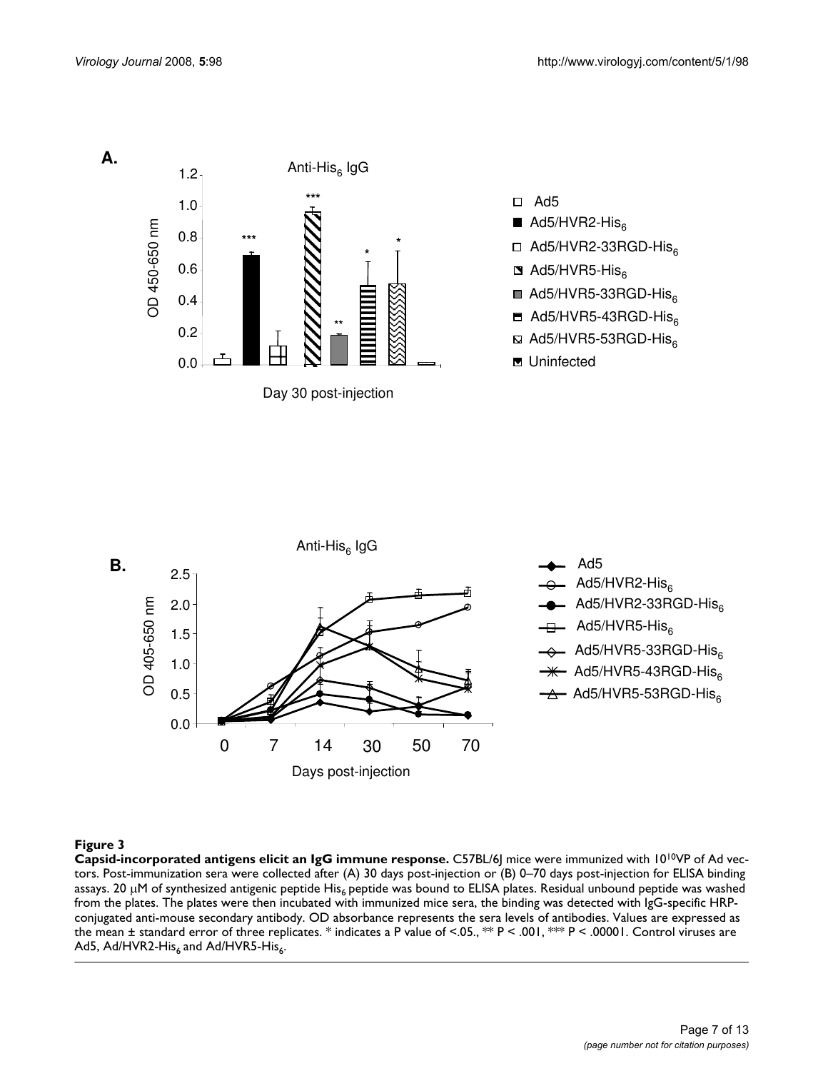**Figure 3**

**Capsid-incorporated antigens elicit an IgG immune response.** C57BL/6J mice were immunized with $10^{10}$VP of Ad vectors. Post-immunization sera were collected after (A) 30 days post-injection or (B) 0–70 days post-injection for ELISA binding assays. 20 μM of synthesized antigenic peptide $His_6$ peptide was bound to ELISA plates. Residual unbound peptide was washed from the plates. The plates were then incubated with immunized mice sera, the binding was detected with IgG-specific HRP-conjugated anti-mouse secondary antibody. OD absorbance represents the sera levels of antibodies. Values are expressed as the mean ± standard error of three replicates. * indicates a P value of <.05., ** P < .001, *** P < .00001. Control viruses are Ad5, Ad/HVR2-$His_6$ and Ad/HVR5-$His_6$.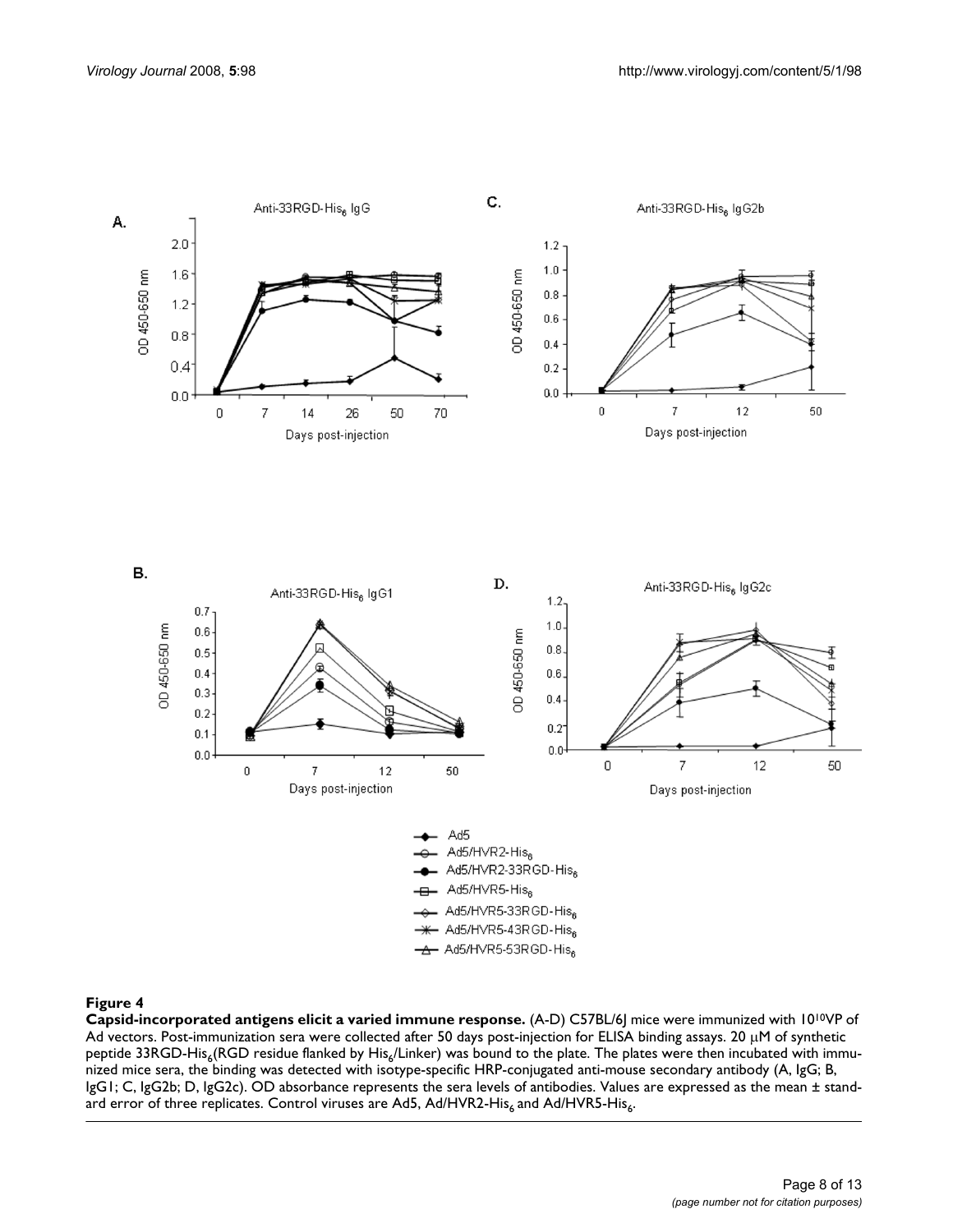**Figure 4**

**Capsid-incorporated antigens elicit a varied immune response.** (A-D) C57BL/6J mice were immunized with $10^{10}$VP of Ad vectors. Post-immunization sera were collected after 50 days post-injection for ELISA binding assays. 20 μM of synthetic peptide 33RGD-$His_6$(RGD residue flanked by $His_6$/Linker) was bound to the plate. The plates were then incubated with immunized mice sera, the binding was detected with isotype-specific HRP-conjugated anti-mouse secondary antibody (A, IgG; B, IgG1; C, IgG2b; D, IgG2c). OD absorbance represents the sera levels of antibodies. Values are expressed as the mean ± standard error of three replicates. Control viruses are Ad5, Ad/HVR2-$His_6$ and Ad/HVR5-$His_6$.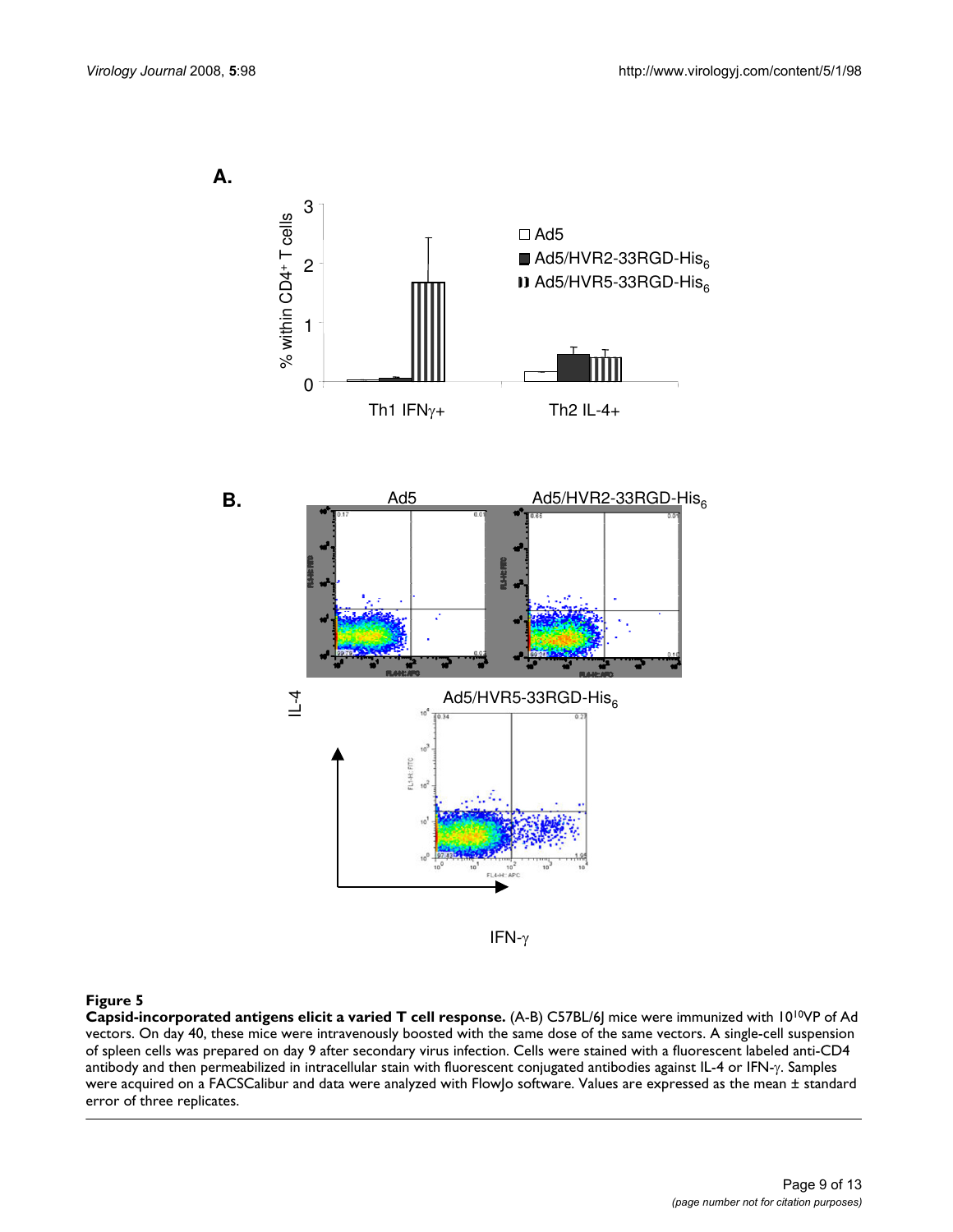**Figure 5**

**Capsid-incorporated antigens elicit a varied T cell response.** (A-B) C57BL/6J mice were immunized with $10^{10}$VP of Ad vectors. On day 40, these mice were intravenously boosted with the same dose of the same vectors. A single-cell suspension of spleen cells was prepared on day 9 after secondary virus infection. Cells were stained with a fluorescent labeled anti-CD4 antibody and then permeabilized in intracellular stain with fluorescent conjugated antibodies against IL-4 or IFN-γ. Samples were acquired on a FACSCalibur and data were analyzed with FlowJo software. Values are expressed as the mean ± standard error of three replicates.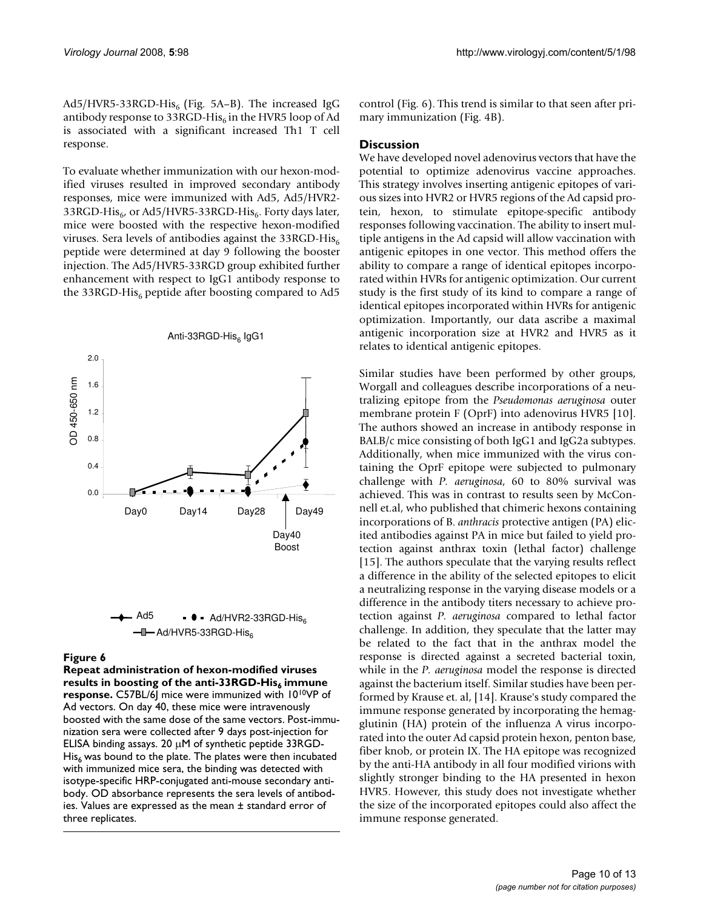Ad5/HVR5-33RGD-$His_6$ (Fig. 5A–B). The increased IgG antibody response to 33RGD-$His_6$ in the HVR5 loop of Ad is associated with a significant increased Th1 T cell response.

To evaluate whether immunization with our hexon-modified viruses resulted in improved secondary antibody responses, mice were immunized with Ad5, Ad5/HVR2-33RGD-$His_6$, or Ad5/HVR5-33RGD-$His_6$. Forty days later, mice were boosted with the respective hexon-modified viruses. Sera levels of antibodies against the 33RGD-$His_6$ peptide were determined at day 9 following the booster injection. The Ad5/HVR5-33RGD group exhibited further enhancement with respect to IgG1 antibody response to the 33RGD-$His_6$ peptide after boosting compared to Ad5 control (Fig. 6). This trend is similar to that seen after primary immunization (Fig. 4B).

**Figure 6**

**Repeat administration of hexon-modified viruses results in boosting of the anti-33RGD-$His_6$ immune response.** C57BL/6J mice were immunized with $10^{10}$VP of Ad vectors. On day 40, these mice were intravenously boosted with the same dose of the same vectors. Post-immunization sera were collected after 9 days post-injection for ELISA binding assays. 20 μM of synthetic peptide 33RGD-$His_6$ was bound to the plate. The plates were then incubated with immunized mice sera, the binding was detected with isotype-specific HRP-conjugated anti-mouse secondary antibody. OD absorbance represents the sera levels of antibodies. Values are expressed as the mean ± standard error of three replicates.

## Discussion

We have developed novel adenovirus vectors that have the potential to optimize adenovirus vaccine approaches. This strategy involves inserting antigenic epitopes of various sizes into HVR2 or HVR5 regions of the Ad capsid protein, hexon, to stimulate epitope-specific antibody responses following vaccination. The ability to insert multiple antigens in the Ad capsid will allow vaccination with antigenic epitopes in one vector. This method offers the ability to compare a range of identical epitopes incorporated within HVRs for antigenic optimization. Our current study is the first study of its kind to compare a range of identical epitopes incorporated within HVRs for antigenic optimization. Importantly, our data ascribe a maximal antigenic incorporation size at HVR2 and HVR5 as it relates to identical antigenic epitopes.

Similar studies have been performed by other groups, Worgall and colleagues describe incorporations of a neutralizing epitope from the *Pseudomonas aeruginosa* outer membrane protein F (OprF) into adenovirus HVR5 [10]. The authors showed an increase in antibody response in BALB/c mice consisting of both IgG1 and IgG2a subtypes. Additionally, when mice immunized with the virus containing the OprF epitope were subjected to pulmonary challenge with *P. aeruginosa*, 60 to 80% survival was achieved. This was in contrast to results seen by McConnell et.al, who published that chimeric hexons containing incorporations of B. *anthracis* protective antigen (PA) elicited antibodies against PA in mice but failed to yield protection against anthrax toxin (lethal factor) challenge [15]. The authors speculate that the varying results reflect a difference in the ability of the selected epitopes to elicit a neutralizing response in the varying disease models or a difference in the antibody titers necessary to achieve protection against *P. aeruginosa* compared to lethal factor challenge. In addition, they speculate that the latter may be related to the fact that in the anthrax model the response is directed against a secreted bacterial toxin, while in the *P. aeruginosa* model the response is directed against the bacterium itself. Similar studies have been performed by Krause et. al, [14]. Krause's study compared the immune response generated by incorporating the hemagglutinin (HA) protein of the influenza A virus incorporated into the outer Ad capsid protein hexon, penton base, fiber knob, or protein IX. The HA epitope was recognized by the anti-HA antibody in all four modified virions with slightly stronger binding to the HA presented in hexon HVR5. However, this study does not investigate whether the size of the incorporated epitopes could also affect the immune response generated.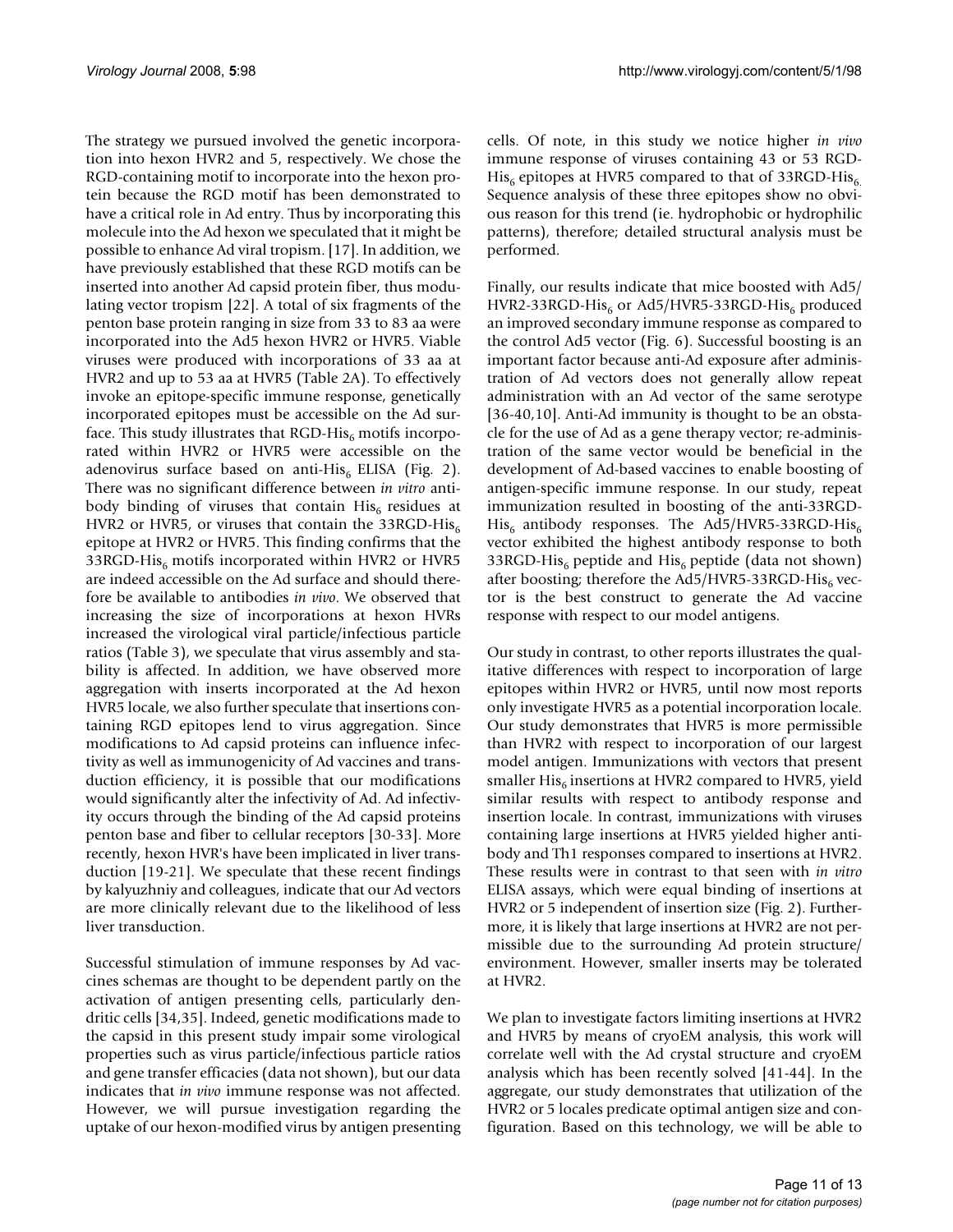The strategy we pursued involved the genetic incorporation into hexon HVR2 and 5, respectively. We chose the RGD-containing motif to incorporate into the hexon protein because the RGD motif has been demonstrated to have a critical role in Ad entry. Thus by incorporating this molecule into the Ad hexon we speculated that it might be possible to enhance Ad viral tropism. [17]. In addition, we have previously established that these RGD motifs can be inserted into another Ad capsid protein fiber, thus modulating vector tropism [22]. A total of six fragments of the penton base protein ranging in size from 33 to 83 aa were incorporated into the Ad5 hexon HVR2 or HVR5. Viable viruses were produced with incorporations of 33 aa at HVR2 and up to 53 aa at HVR5 (Table 2A). To effectively invoke an epitope-specific immune response, genetically incorporated epitopes must be accessible on the Ad surface. This study illustrates that RGD-$His_6$ motifs incorporated within HVR2 or HVR5 were accessible on the adenovirus surface based on anti-$His_6$ ELISA (Fig. 2). There was no significant difference between *in vitro* antibody binding of viruses that contain $His_6$ residues at HVR2 or HVR5, or viruses that contain the 33RGD-$His_6$ epitope at HVR2 or HVR5. This finding confirms that the 33RGD-$His_6$ motifs incorporated within HVR2 or HVR5 are indeed accessible on the Ad surface and should therefore be available to antibodies *in vivo*. We observed that increasing the size of incorporations at hexon HVRs increased the virological viral particle/infectious particle ratios (Table 3), we speculate that virus assembly and stability is affected. In addition, we have observed more aggregation with inserts incorporated at the Ad hexon HVR5 locale, we also further speculate that insertions containing RGD epitopes lend to virus aggregation. Since modifications to Ad capsid proteins can influence infectivity as well as immunogenicity of Ad vaccines and transduction efficiency, it is possible that our modifications would significantly alter the infectivity of Ad. Ad infectivity occurs through the binding of the Ad capsid proteins penton base and fiber to cellular receptors [30-33]. More recently, hexon HVR's have been implicated in liver transduction [19-21]. We speculate that these recent findings by kalyuzhniy and colleagues, indicate that our Ad vectors are more clinically relevant due to the likelihood of less liver transduction.

Successful stimulation of immune responses by Ad vaccines schemas are thought to be dependent partly on the activation of antigen presenting cells, particularly dendritic cells [34,35]. Indeed, genetic modifications made to the capsid in this present study impair some virological properties such as virus particle/infectious particle ratios and gene transfer efficacies (data not shown), but our data indicates that *in vivo* immune response was not affected. However, we will pursue investigation regarding the uptake of our hexon-modified virus by antigen presenting cells. Of note, in this study we notice higher *in vivo* immune response of viruses containing 43 or 53 RGD-$His_6$ epitopes at HVR5 compared to that of 33RGD-$His_6$. Sequence analysis of these three epitopes show no obvious reason for this trend (ie. hydrophobic or hydrophilic patterns), therefore; detailed structural analysis must be performed.

Finally, our results indicate that mice boosted with Ad5/HVR2-33RGD-$His_6$ or Ad5/HVR5-33RGD-$His_6$ produced an improved secondary immune response as compared to the control Ad5 vector (Fig. 6). Successful boosting is an important factor because anti-Ad exposure after administration of Ad vectors does not generally allow repeat administration with an Ad vector of the same serotype [36-40,10]. Anti-Ad immunity is thought to be an obstacle for the use of Ad as a gene therapy vector; re-administration of the same vector would be beneficial in the development of Ad-based vaccines to enable boosting of antigen-specific immune response. In our study, repeat immunization resulted in boosting of the anti-33RGD-$His_6$ antibody responses. The Ad5/HVR5-33RGD-$His_6$ vector exhibited the highest antibody response to both 33RGD-$His_6$ peptide and $His_6$ peptide (data not shown) after boosting; therefore the Ad5/HVR5-33RGD-$His_6$ vector is the best construct to generate the Ad vaccine response with respect to our model antigens.

Our study in contrast, to other reports illustrates the qualitative differences with respect to incorporation of large epitopes within HVR2 or HVR5, until now most reports only investigate HVR5 as a potential incorporation locale. Our study demonstrates that HVR5 is more permissible than HVR2 with respect to incorporation of our largest model antigen. Immunizations with vectors that present smaller $His_6$ insertions at HVR2 compared to HVR5, yield similar results with respect to antibody response and insertion locale. In contrast, immunizations with viruses containing large insertions at HVR5 yielded higher antibody and Th1 responses compared to insertions at HVR2. These results were in contrast to that seen with *in vitro* ELISA assays, which were equal binding of insertions at HVR2 or 5 independent of insertion size (Fig. 2). Furthermore, it is likely that large insertions at HVR2 are not permissible due to the surrounding Ad protein structure/environment. However, smaller inserts may be tolerated at HVR2.

We plan to investigate factors limiting insertions at HVR2 and HVR5 by means of cryoEM analysis, this work will correlate well with the Ad crystal structure and cryoEM analysis which has been recently solved [41-44]. In the aggregate, our study demonstrates that utilization of the HVR2 or 5 locales predicate optimal antigen size and configuration. Based on this technology, we will be able to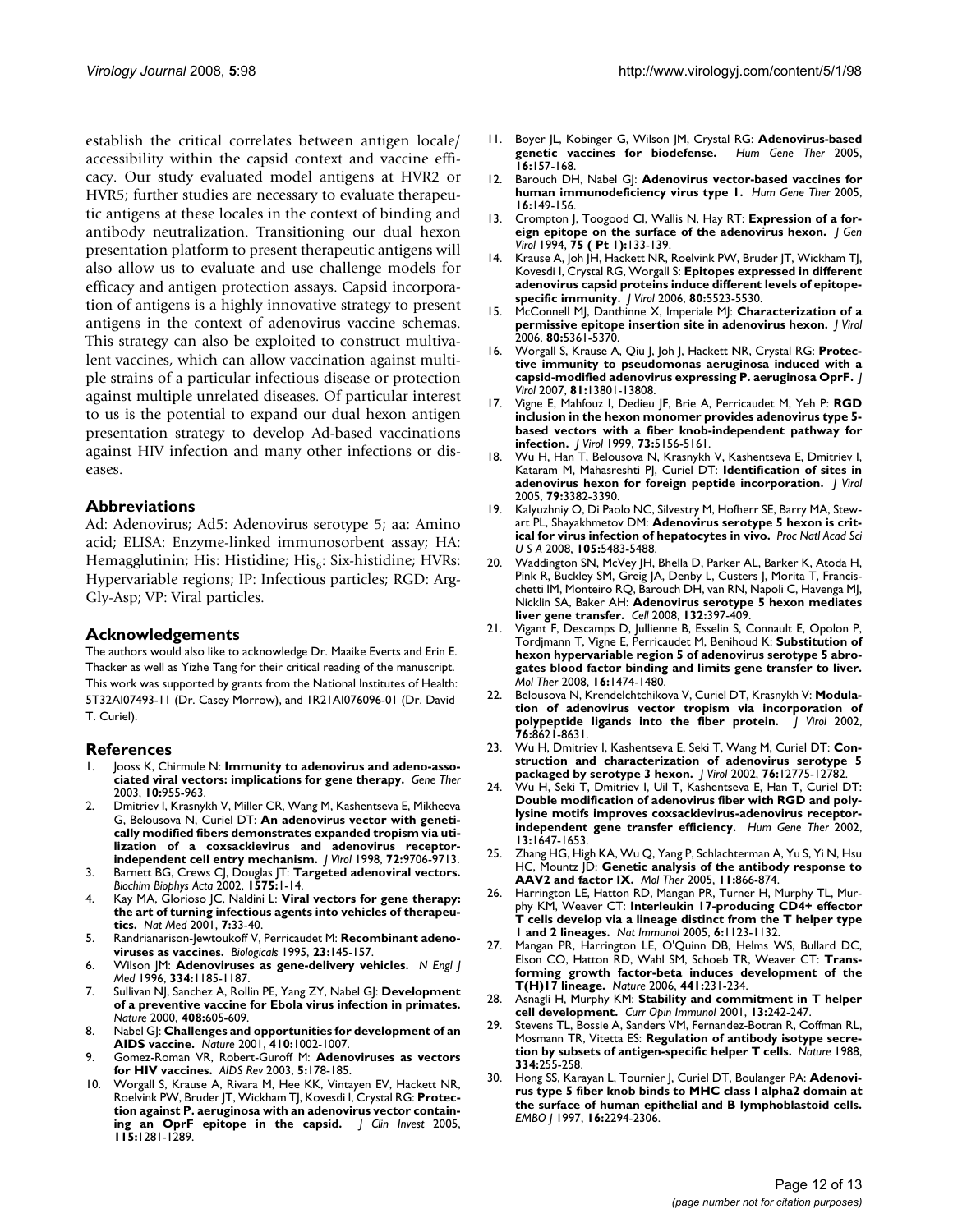establish the critical correlates between antigen locale/ accessibility within the capsid context and vaccine efficacy. Our study evaluated model antigens at HVR2 or HVR5; further studies are necessary to evaluate therapeutic antigens at these locales in the context of binding and antibody neutralization. Transitioning our dual hexon presentation platform to present therapeutic antigens will also allow us to evaluate and use challenge models for efficacy and antigen protection assays. Capsid incorporation of antigens is a highly innovative strategy to present antigens in the context of adenovirus vaccine schemas. This strategy can also be exploited to construct multivalent vaccines, which can allow vaccination against multiple strains of a particular infectious disease or protection against multiple unrelated diseases. Of particular interest to us is the potential to expand our dual hexon antigen presentation strategy to develop Ad-based vaccinations against HIV infection and many other infections or diseases.

## Abbreviations

Ad: Adenovirus; Ad5: Adenovirus serotype 5; aa: Amino acid; ELISA: Enzyme-linked immunosorbent assay; HA: Hemagglutinin; His: Histidine; $His_6$: Six-histidine; HVRs: Hypervariable regions; IP: Infectious particles; RGD: Arg-Gly-Asp; VP: Viral particles.

## Acknowledgements

The authors would also like to acknowledge Dr. Maaike Everts and Erin E. Thacker as well as Yizhe Tang for their critical reading of the manuscript. This work was supported by grants from the National Institutes of Health: 5T32AI07493-11 (Dr. Casey Morrow), and 1R21AI076096-01 (Dr. David T. Curiel).

## References

1. Jooss K, Chirmule N: **Immunity to adenovirus and adeno-associated viral vectors: implications for gene therapy.** *Gene Ther* 2003, **10:**955-963.
2. Dmitriev I, Krasnykh V, Miller CR, Wang M, Kashentseva E, Mikheeva G, Belousova N, Curiel DT: **An adenovirus vector with genetically modified fibers demonstrates expanded tropism via utilization of a coxsackievirus and adenovirus receptor-independent cell entry mechanism.** *J Virol* 1998, **72:**9706-9713.
3. Barnett BG, Crews CJ, Douglas JT: **Targeted adenoviral vectors.** *Biochim Biophys Acta* 2002, **1575:**1-14.
4. Kay MA, Glorioso JC, Naldini L: **Viral vectors for gene therapy: the art of turning infectious agents into vehicles of therapeutics.** *Nat Med* 2001, **7:**33-40.
5. Randrianarison-Jewtoukoff V, Perricaudet M: **Recombinant adenoviruses as vaccines.** *Biologicals* 1995, **23:**145-157.
6. Wilson JM: **Adenoviruses as gene-delivery vehicles.** *N Engl J Med* 1996, **334:**1185-1187.
7. Sullivan NJ, Sanchez A, Rollin PE, Yang ZY, Nabel GJ: **Development of a preventive vaccine for Ebola virus infection in primates.** *Nature* 2000, **408:**605-609.
8. Nabel GJ: **Challenges and opportunities for development of an AIDS vaccine.** *Nature* 2001, **410:**1002-1007.
9. Gomez-Roman VR, Robert-Guroff M: **Adenoviruses as vectors for HIV vaccines.** *AIDS Rev* 2003, **5:**178-185.
10. Worgall S, Krause A, Rivara M, Hee KK, Vintayen EV, Hackett NR, Roelvink PW, Bruder JT, Wickham TJ, Kovesdi I, Crystal RG: **Protection against P. aeruginosa with an adenovirus vector containing an OprF epitope in the capsid.** *J Clin Invest* 2005, **115:**1281-1289.
11. Boyer JL, Kobinger G, Wilson JM, Crystal RG: **Adenovirus-based genetic vaccines for biodefense.** *Hum Gene Ther* 2005, **16:**157-168.
12. Barouch DH, Nabel GJ: **Adenovirus vector-based vaccines for human immunodeficiency virus type 1.** *Hum Gene Ther* 2005, **16:**149-156.
13. Crompton J, Toogood CI, Wallis N, Hay RT: **Expression of a foreign epitope on the surface of the adenovirus hexon.** *J Gen Virol* 1994, **75 ( Pt 1):**133-139.
14. Krause A, Joh JH, Hackett NR, Roelvink PW, Bruder JT, Wickham TJ, Kovesdi I, Crystal RG, Worgall S: **Epitopes expressed in different adenovirus capsid proteins induce different levels of epitope-specific immunity.** *J Virol* 2006, **80:**5523-5530.
15. McConnell MJ, Danthinne X, Imperiale MJ: **Characterization of a permissive epitope insertion site in adenovirus hexon.** *J Virol* 2006, **80:**5361-5370.
16. Worgall S, Krause A, Qiu J, Joh J, Hackett NR, Crystal RG: **Protective immunity to pseudomonas aeruginosa induced with a capsid-modified adenovirus expressing P. aeruginosa OprF.** *J Virol* 2007, **81:**13801-13808.
17. Vigne E, Mahfouz I, Dedieu JF, Brie A, Perricaudet M, Yeh P: **RGD inclusion in the hexon monomer provides adenovirus type 5-based vectors with a fiber knob-independent pathway for infection.** *J Virol* 1999, **73:**5156-5161.
18. Wu H, Han T, Belousova N, Krasnykh V, Kashentseva E, Dmitriev I, Kataram M, Mahasreshti PJ, Curiel DT: **Identification of sites in adenovirus hexon for foreign peptide incorporation.** *J Virol* 2005, **79:**3382-3390.
19. Kalyuzhniy O, Di Paolo NC, Silvestry M, Hofherr SE, Barry MA, Stewart PL, Shayakhmetov DM: **Adenovirus serotype 5 hexon is critical for virus infection of hepatocytes in vivo.** *Proc Natl Acad Sci U S A* 2008, **105:**5483-5488.
20. Waddington SN, McVey JH, Bhella D, Parker AL, Barker K, Atoda H, Pink R, Buckley SM, Greig JA, Denby L, Custers J, Morita T, Francischetti IM, Monteiro RQ, Barouch DH, van RN, Napoli C, Havenga MJ, Nicklin SA, Baker AH: **Adenovirus serotype 5 hexon mediates liver gene transfer.** *Cell* 2008, **132:**397-409.
21. Vigant F, Descamps D, Jullienne B, Esselin S, Connault E, Opolon P, Tordjmann T, Vigne E, Perricaudet M, Benihoud K: **Substitution of hexon hypervariable region 5 of adenovirus serotype 5 abrogates blood factor binding and limits gene transfer to liver.** *Mol Ther* 2008, **16:**1474-1480.
22. Belousova N, Krendelchtchikova V, Curiel DT, Krasnykh V: **Modulation of adenovirus vector tropism via incorporation of polypeptide ligands into the fiber protein.** *J Virol* 2002, **76:**8621-8631.
23. Wu H, Dmitriev I, Kashentseva E, Seki T, Wang M, Curiel DT: **Construction and characterization of adenovirus serotype 5 packaged by serotype 3 hexon.** *J Virol* 2002, **76:**12775-12782.
24. Wu H, Seki T, Dmitriev I, Uil T, Kashentseva E, Han T, Curiel DT: **Double modification of adenovirus fiber with RGD and polylysine motifs improves coxsackievirus-adenovirus receptor-independent gene transfer efficiency.** *Hum Gene Ther* 2002, **13:**1647-1653.
25. Zhang HG, High KA, Wu Q, Yang P, Schlachterman A, Yu S, Yi N, Hsu HC, Mountz JD: **Genetic analysis of the antibody response to AAV2 and factor IX.** *Mol Ther* 2005, **11:**866-874.
26. Harrington LE, Hatton RD, Mangan PR, Turner H, Murphy TL, Murphy KM, Weaver CT: **Interleukin 17-producing CD4+ effector T cells develop via a lineage distinct from the T helper type 1 and 2 lineages.** *Nat Immunol* 2005, **6:**1123-1132.
27. Mangan PR, Harrington LE, O'Quinn DB, Helms WS, Bullard DC, Elson CO, Hatton RD, Wahl SM, Schoeb TR, Weaver CT: **Transforming growth factor-beta induces development of the T(H)17 lineage.** *Nature* 2006, **441:**231-234.
28. Asnagli H, Murphy KM: **Stability and commitment in T helper cell development.** *Curr Opin Immunol* 2001, **13:**242-247.
29. Stevens TL, Bossie A, Sanders VM, Fernandez-Botran R, Coffman RL, Mosmann TR, Vitetta ES: **Regulation of antibody isotype secretion by subsets of antigen-specific helper T cells.** *Nature* 1988, **334:**255-258.
30. Hong SS, Karayan L, Tournier J, Curiel DT, Boulanger PA: **Adenovirus type 5 fiber knob binds to MHC class I alpha2 domain at the surface of human epithelial and B lymphoblastoid cells.** *EMBO J* 1997, **16:**2294-2306.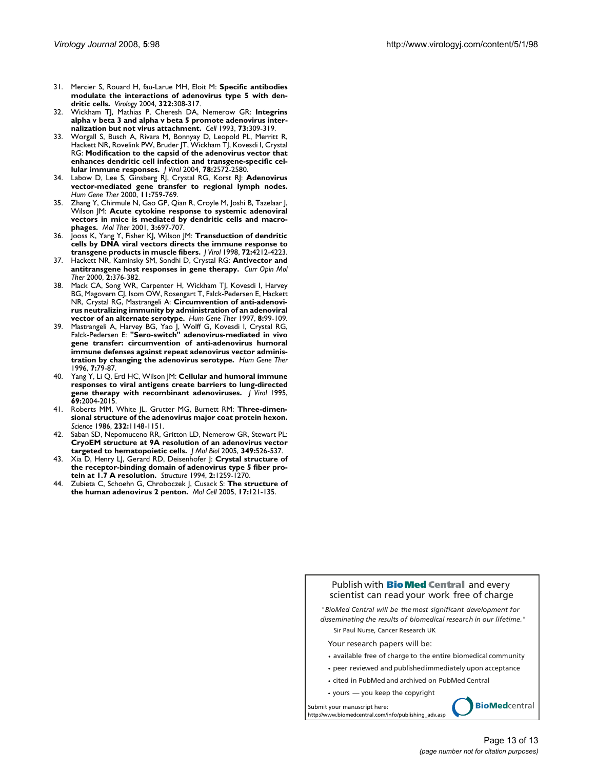31. Mercier S, Rouard H, fau-Larue MH, Eloit M: **Specific antibodies modulate the interactions of adenovirus type 5 with dendritic cells.** *Virology* 2004, **322:**308-317.
32. Wickham TJ, Mathias P, Cheresh DA, Nemerow GR: **Integrins alpha v beta 3 and alpha v beta 5 promote adenovirus internalization but not virus attachment.** *Cell* 1993, **73:**309-319.
33. Worgall S, Busch A, Rivara M, Bonnyay D, Leopold PL, Merritt R, Hackett NR, Rovelink PW, Bruder JT, Wickham TJ, Kovesdi I, Crystal RG: **Modification to the capsid of the adenovirus vector that enhances dendritic cell infection and transgene-specific cellular immune responses.** *J Virol* 2004, **78:**2572-2580.
34. Labow D, Lee S, Ginsberg RJ, Crystal RG, Korst RJ: **Adenovirus vector-mediated gene transfer to regional lymph nodes.** *Hum Gene Ther* 2000, **11:**759-769.
35. Zhang Y, Chirmule N, Gao GP, Qian R, Croyle M, Joshi B, Tazelaar J, Wilson JM: **Acute cytokine response to systemic adenoviral vectors in mice is mediated by dendritic cells and macrophages.** *Mol Ther* 2001, **3:**697-707.
36. Jooss K, Yang Y, Fisher KJ, Wilson JM: **Transduction of dendritic cells by DNA viral vectors directs the immune response to transgene products in muscle fibers.** *J Virol* 1998, **72:**4212-4223.
37. Hackett NR, Kaminsky SM, Sondhi D, Crystal RG: **Antivector and antitransgene host responses in gene therapy.** *Curr Opin Mol Ther* 2000, **2:**376-382.
38. Mack CA, Song WR, Carpenter H, Wickham TJ, Kovesdi I, Harvey BG, Magovern CJ, Isom OW, Rosengart T, Falck-Pedersen E, Hackett NR, Crystal RG, Mastrangeli A: **Circumvention of anti-adenovirus neutralizing immunity by administration of an adenoviral vector of an alternate serotype.** *Hum Gene Ther* 1997, **8:**99-109.
39. Mastrangeli A, Harvey BG, Yao J, Wolff G, Kovesdi I, Crystal RG, Falck-Pedersen E: **"Sero-switch" adenovirus-mediated in vivo gene transfer: circumvention of anti-adenovirus humoral immune defenses against repeat adenovirus vector administration by changing the adenovirus serotype.** *Hum Gene Ther* 1996, **7:**79-87.
40. Yang Y, Li Q, Ertl HC, Wilson JM: **Cellular and humoral immune responses to viral antigens create barriers to lung-directed gene therapy with recombinant adenoviruses.** *J Virol* 1995, **69:**2004-2015.
41. Roberts MM, White JL, Grutter MG, Burnett RM: **Three-dimensional structure of the adenovirus major coat protein hexon.** *Science* 1986, **232:**1148-1151.
42. Saban SD, Nepomuceno RR, Gritton LD, Nemerow GR, Stewart PL: **CryoEM structure at 9A resolution of an adenovirus vector targeted to hematopoietic cells.** *J Mol Biol* 2005, **349:**526-537.
43. Xia D, Henry LJ, Gerard RD, Deisenhofer J: **Crystal structure of the receptor-binding domain of adenovirus type 5 fiber protein at 1.7 A resolution.** *Structure* 1994, **2:**1259-1270.
44. Zubieta C, Schoehn G, Chroboczek J, Cusack S: **The structure of the human adenovirus 2 penton.** *Mol Cell* 2005, **17:**121-135.

Publish with **BioMed Central** and every scientist can read your work free of charge

*"BioMed Central will be the most significant development for disseminating the results of biomedical research in our lifetime."*
Sir Paul Nurse, Cancer Research UK

Your research papers will be:

- available free of charge to the entire biomedical community
- peer reviewed and published immediately upon acceptance
- cited in PubMed and archived on PubMed Central
- yours — you keep the copyright

Submit your manuscript here:
http://www.biomedcentral.com/info/publishing_adv.asp

**BioMed**central